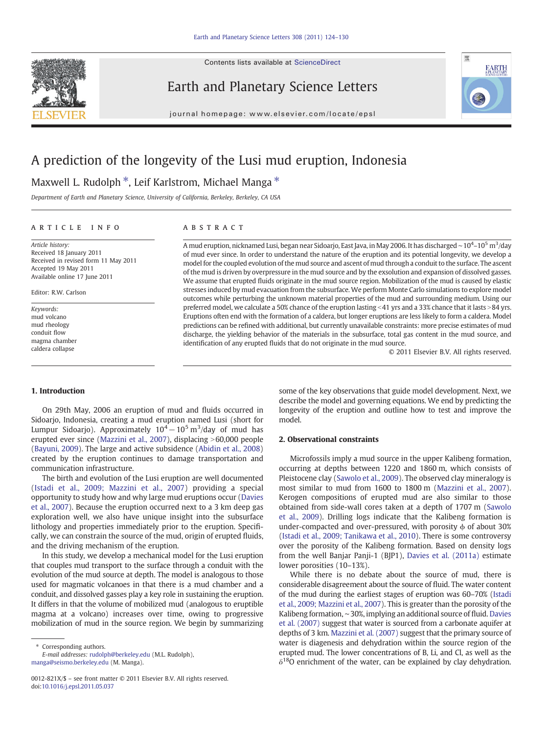# A prediction of the longevity of the Lusi mud eruption, Indonesia

Maxwell L. Rudolph *, Leif Karlstrom, Michael Manga *

*Department of Earth and Planetary Science, University of California, Berkeley, Berkeley, CA USA*

## ARTICLE INFO

*Article history:*
Received 18 January 2011
Received in revised form 11 May 2011
Accepted 19 May 2011
Available online 17 June 2011

Editor: R.W. Carlson

*Keywords:*
mud volcano
mud rheology
conduit flow
magma chamber
caldera collapse

## ABSTRACT

A mud eruption, nicknamed Lusi, began near Sidoarjo, East Java, in May 2006. It has discharged ~$10^4$–$10^5$ $m^3$/day of mud ever since. In order to understand the nature of the eruption and its potential longevity, we develop a model for the coupled evolution of the mud source and ascent of mud through a conduit to the surface. The ascent of the mud is driven by overpressure in the mud source and by the exsolution and expansion of dissolved gasses. We assume that erupted fluids originate in the mud source region. Mobilization of the mud is caused by elastic stresses induced by mud evacuation from the subsurface. We perform Monte Carlo simulations to explore model outcomes while perturbing the unknown material properties of the mud and surrounding medium. Using our preferred model, we calculate a 50% chance of the eruption lasting <41 yrs and a 33% chance that it lasts >84 yrs. Eruptions often end with the formation of a caldera, but longer eruptions are less likely to form a caldera. Model predictions can be refined with additional, but currently unavailable constraints: more precise estimates of mud discharge, the yielding behavior of the materials in the subsurface, total gas content in the mud source, and identification of any erupted fluids that do not originate in the mud source.

© 2011 Elsevier B.V. All rights reserved.

## 1. Introduction

On 29th May, 2006 an eruption of mud and fluids occurred in Sidoarjo, Indonesia, creating a mud eruption named Lusi (short for Lumpur Sidoarjo). Approximately $10^4-10^5$ $m^3$/day of mud has erupted ever since (Mazzini et al., 2007), displacing >60,000 people (Bayuni, 2009). The large and active subsidence (Abidin et al., 2008) created by the eruption continues to damage transportation and communication infrastructure.

The birth and evolution of the Lusi eruption are well documented (Istadi et al., 2009; Mazzini et al., 2007) providing a special opportunity to study how and why large mud eruptions occur (Davies et al., 2007). Because the eruption occurred next to a 3 km deep gas exploration well, we also have unique insight into the subsurface lithology and properties immediately prior to the eruption. Specifically, we can constrain the source of the mud, origin of erupted fluids, and the driving mechanism of the eruption.

In this study, we develop a mechanical model for the Lusi eruption that couples mud transport to the surface through a conduit with the evolution of the mud source at depth. The model is analogous to those used for magmatic volcanoes in that there is a mud chamber and a conduit, and dissolved gasses play a key role in sustaining the eruption. It differs in that the volume of mobilized mud (analogous to eruptible magma at a volcano) increases over time, owing to progressive mobilization of mud in the source region. We begin by summarizing some of the key observations that guide model development. Next, we describe the model and governing equations. We end by predicting the longevity of the eruption and outline how to test and improve the model.

## 2. Observational constraints

Microfossils imply a mud source in the upper Kalibeng formation, occurring at depths between 1220 and 1860 m, which consists of Pleistocene clay (Sawolo et al., 2009). The observed clay mineralogy is most similar to mud from 1600 to 1800 m (Mazzini et al., 2007). Kerogen compositions of erupted mud are also similar to those obtained from side-wall cores taken at a depth of 1707 m (Sawolo et al., 2009). Drilling logs indicate that the Kalibeng formation is under-compacted and over-pressured, with porosity $\phi$ of about 30% (Istadi et al., 2009; Tanikawa et al., 2010). There is some controversy over the porosity of the Kalibeng formation. Based on density logs from the well Banjar Panji-1 (BJP1), Davies et al. (2011a) estimate lower porosities (10–13%).

While there is no debate about the source of mud, there is considerable disagreement about the source of fluid. The water content of the mud during the earliest stages of eruption was 60–70% (Istadi et al., 2009; Mazzini et al., 2007). This is greater than the porosity of the Kalibeng formation, ~30%, implying an additional source of fluid. Davies et al. (2007) suggest that water is sourced from a carbonate aquifer at depths of 3 km. Mazzini et al. (2007) suggest that the primary source of water is diagenesis and dehydration within the source region of the erupted mud. The lower concentrations of B, Li, and Cl, as well as the $\delta^{18}O$ enrichment of the water, can be explained by clay dehydration.

---

* Corresponding authors.
*E-mail addresses:* rudolph@berkeley.edu (M.L. Rudolph), manga@seismo.berkeley.edu (M. Manga).

0012-821X/$ – see front matter © 2011 Elsevier B.V. All rights reserved.
doi:10.1016/j.epsl.2011.05.037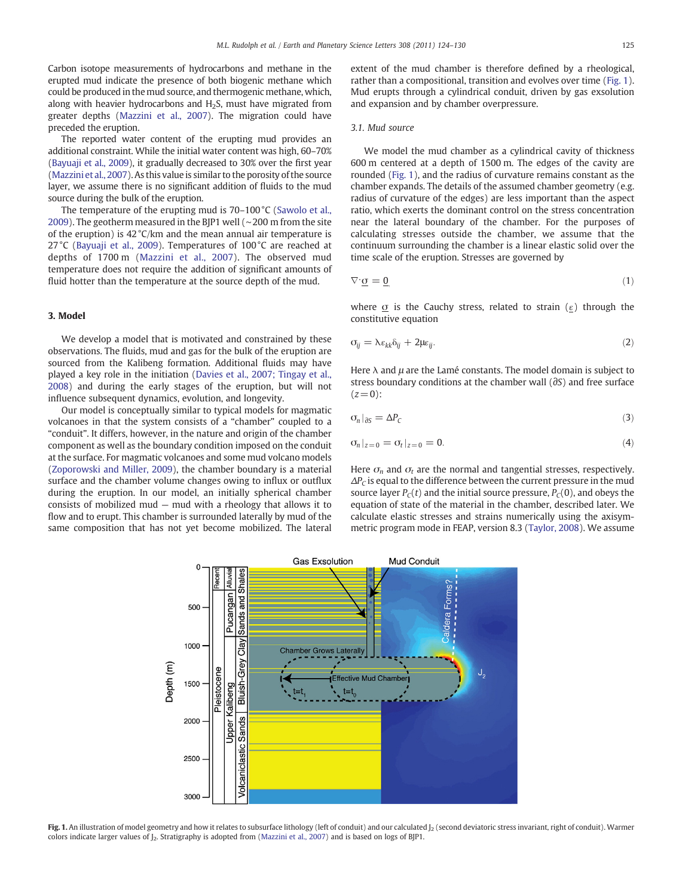Carbon isotope measurements of hydrocarbons and methane in the erupted mud indicate the presence of both biogenic methane which could be produced in the mud source, and thermogenic methane, which, along with heavier hydrocarbons and $H_2S$, must have migrated from greater depths (Mazzini et al., 2007). The migration could have preceded the eruption.

The reported water content of the erupting mud provides an additional constraint. While the initial water content was high, 60–70% (Bayuaji et al., 2009), it gradually decreased to 30% over the first year (Mazzini et al., 2007). As this value is similar to the porosity of the source layer, we assume there is no significant addition of fluids to the mud source during the bulk of the eruption.

The temperature of the erupting mud is 70–100 °C (Sawolo et al., 2009). The geotherm measured in the BJP1 well (~200 m from the site of the eruption) is 42 °C/km and the mean annual air temperature is 27 °C (Bayuaji et al., 2009). Temperatures of 100 °C are reached at depths of 1700 m (Mazzini et al., 2007). The observed mud temperature does not require the addition of significant amounts of fluid hotter than the temperature at the source depth of the mud.

## 3. Model

We develop a model that is motivated and constrained by these observations. The fluids, mud and gas for the bulk of the eruption are sourced from the Kalibeng formation. Additional fluids may have played a key role in the initiation (Davies et al., 2007; Tingay et al., 2008) and during the early stages of the eruption, but will not influence subsequent dynamics, evolution, and longevity.

Our model is conceptually similar to typical models for magmatic volcanoes in that the system consists of a "chamber" coupled to a "conduit". It differs, however, in the nature and origin of the chamber component as well as the boundary condition imposed on the conduit at the surface. For magmatic volcanoes and some mud volcano models (Zoporowski and Miller, 2009), the chamber boundary is a material surface and the chamber volume changes owing to influx or outflux during the eruption. In our model, an initially spherical chamber consists of mobilized mud — mud with a rheology that allows it to flow and to erupt. This chamber is surrounded laterally by mud of the same composition that has not yet become mobilized. The lateral extent of the mud chamber is therefore defined by a rheological, rather than a compositional, transition and evolves over time (Fig. 1). Mud erupts through a cylindrical conduit, driven by gas exsolution and expansion and by chamber overpressure.

### 3.1. Mud source

We model the mud chamber as a cylindrical cavity of thickness 600 m centered at a depth of 1500 m. The edges of the cavity are rounded (Fig. 1), and the radius of curvature remains constant as the chamber expands. The details of the assumed chamber geometry (e.g. radius of curvature of the edges) are less important than the aspect ratio, which exerts the dominant control on the stress concentration near the lateral boundary of the chamber. For the purposes of calculating stresses outside the chamber, we assume that the continuum surrounding the chamber is a linear elastic solid over the time scale of the eruption. Stresses are governed by

$$\nabla \cdot \underline{\sigma} = \underline{0} \tag{1}$$

where $\underline{\sigma}$ is the Cauchy stress, related to strain ($\underline{\varepsilon}$) through the constitutive equation

$$\sigma_{ij} = \lambda \varepsilon_{kk} \delta_{ij} + 2\mu \varepsilon_{ij}. \tag{2}$$

Here $\lambda$ and $\mu$ are the Lamé constants. The model domain is subject to stress boundary conditions at the chamber wall ($\partial S$) and free surface ($z = 0$):

$$\sigma_n|_{\partial S} = \Delta P_C \tag{3}$$

$$\sigma_n|_{z=0} = \sigma_t|_{z=0} = 0. \tag{4}$$

Here $\sigma_n$ and $\sigma_t$ are the normal and tangential stresses, respectively. $\Delta P_C$ is equal to the difference between the current pressure in the mud source layer $P_C(t)$ and the initial source pressure, $P_C(0)$, and obeys the equation of state of the material in the chamber, described later. We calculate elastic stresses and strains numerically using the axisymmetric program mode in FEAP, version 8.3 (Taylor, 2008). We assume

Gas Exsolution
Mud Conduit
Depth (m)
0
500
1000
1500
2000
2500
3000
Recent
Alluvial
Pucangan
Sands and Shales
Pleistocene
Upper Kalibeng
Bluish-Grey Clay
Volcaniclastic Sands
Chamber Grows Laterally
Effective Mud Chamber
$t=t_1$
$t=t_0$
Caldera Forms?
$J_2$

**Fig. 1.** An illustration of model geometry and how it relates to subsurface lithology (left of conduit) and our calculated $J_2$ (second deviatoric stress invariant, right of conduit). Warmer colors indicate larger values of $J_2$. Stratigraphy is adopted from (Mazzini et al., 2007) and is based on logs of BJP1.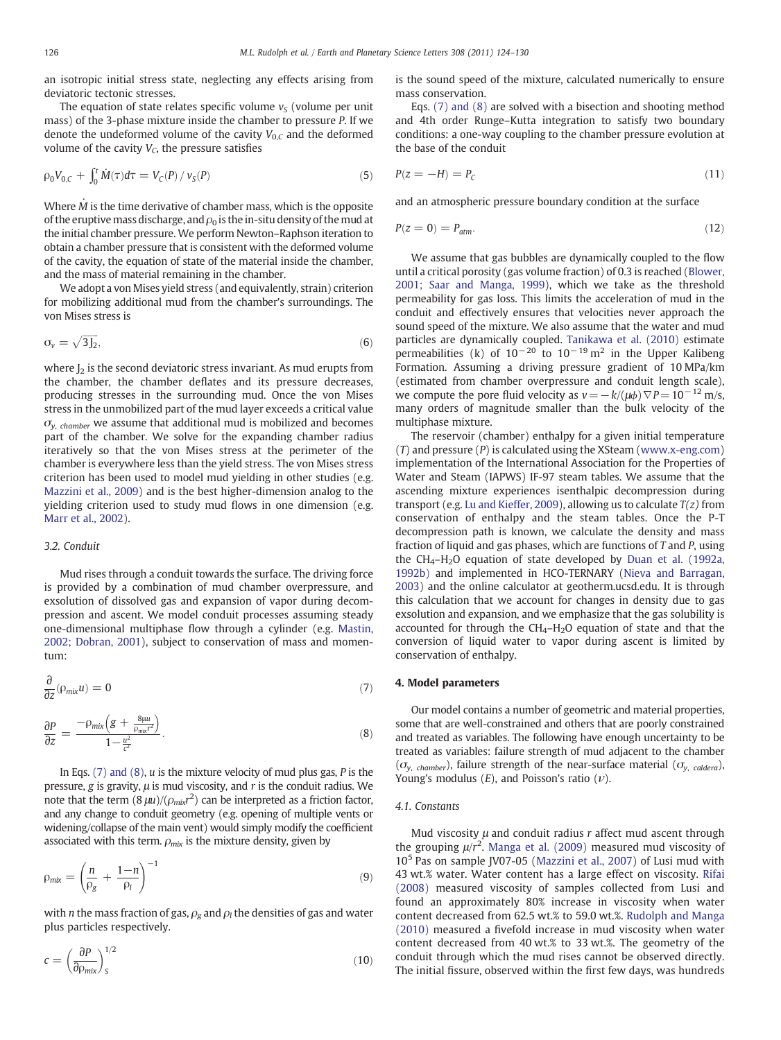an isotropic initial stress state, neglecting any effects arising from deviatoric tectonic stresses.

The equation of state relates specific volume $v_S$ (volume per unit mass) of the 3-phase mixture inside the chamber to pressure $P$. If we denote the undeformed volume of the cavity $V_{0,C}$ and the deformed volume of the cavity $V_C$, the pressure satisfies

$$\rho_0 V_{0,C} + \int_0^t \dot{M}(\tau)d\tau = V_C(P) / v_S(P) \tag{5}$$

Where $\dot{M}$ is the time derivative of chamber mass, which is the opposite of the eruptive mass discharge, and $\rho_0$ is the in-situ density of the mud at the initial chamber pressure. We perform Newton–Raphson iteration to obtain a chamber pressure that is consistent with the deformed volume of the cavity, the equation of state of the material inside the chamber, and the mass of material remaining in the chamber.

We adopt a von Mises yield stress (and equivalently, strain) criterion for mobilizing additional mud from the chamber's surroundings. The von Mises stress is

$$\sigma_v = \sqrt{3J_2}, \tag{6}$$

where $J_2$ is the second deviatoric stress invariant. As mud erupts from the chamber, the chamber deflates and its pressure decreases, producing stresses in the surrounding mud. Once the von Mises stress in the unmobilized part of the mud layer exceeds a critical value $\sigma_{y,\ chamber}$ we assume that additional mud is mobilized and becomes part of the chamber. We solve for the expanding chamber radius iteratively so that the von Mises stress at the perimeter of the chamber is everywhere less than the yield stress. The von Mises stress criterion has been used to model mud yielding in other studies (e.g. Mazzini et al., 2009) and is the best higher-dimension analog to the yielding criterion used to study mud flows in one dimension (e.g. Marr et al., 2002).

### 3.2. Conduit

Mud rises through a conduit towards the surface. The driving force is provided by a combination of mud chamber overpressure, and exsolution of dissolved gas and expansion of vapor during decompression and ascent. We model conduit processes assuming steady one-dimensional multiphase flow through a cylinder (e.g. Mastin, 2002; Dobran, 2001), subject to conservation of mass and momentum:

$$\frac{\partial}{\partial z}(\rho_{mix} u) = 0 \tag{7}$$

$$\frac{\partial P}{\partial z} = \frac{-\rho_{mix}\left(g + \frac{8\mu u}{\rho_{mix} r^2}\right)}{1 - \frac{u^2}{c^2}}. \tag{8}$$

In Eqs. (7) and (8), $u$ is the mixture velocity of mud plus gas, $P$ is the pressure, $g$ is gravity, $\mu$ is mud viscosity, and $r$ is the conduit radius. We note that the term $(8\,\mu u)/(\rho_{mix} r^2)$ can be interpreted as a friction factor, and any change to conduit geometry (e.g. opening of multiple vents or widening/collapse of the main vent) would simply modify the coefficient associated with this term. $\rho_{mix}$ is the mixture density, given by

$$\rho_{mix} = \left(\frac{n}{\rho_g} + \frac{1-n}{\rho_l}\right)^{-1} \tag{9}$$

with $n$ the mass fraction of gas, $\rho_g$ and $\rho_l$ the densities of gas and water plus particles respectively.

$$c = \left(\frac{\partial P}{\partial \rho_{mix}}\right)_S^{1/2} \tag{10}$$

is the sound speed of the mixture, calculated numerically to ensure mass conservation.

Eqs. (7) and (8) are solved with a bisection and shooting method and 4th order Runge–Kutta integration to satisfy two boundary conditions: a one-way coupling to the chamber pressure evolution at the base of the conduit

$$P(z = -H) = P_C \tag{11}$$

and an atmospheric pressure boundary condition at the surface

$$P(z = 0) = P_{atm}. \tag{12}$$

We assume that gas bubbles are dynamically coupled to the flow until a critical porosity (gas volume fraction) of 0.3 is reached (Blower, 2001; Saar and Manga, 1999), which we take as the threshold permeability for gas loss. This limits the acceleration of mud in the conduit and effectively ensures that velocities never approach the sound speed of the mixture. We also assume that the water and mud particles are dynamically coupled. Tanikawa et al. (2010) estimate permeabilities (k) of $10^{-20}$ to $10^{-19}\,\text{m}^2$ in the Upper Kalibeng Formation. Assuming a driving pressure gradient of 10 MPa/km (estimated from chamber overpressure and conduit length scale), we compute the pore fluid velocity as $v = -k/(\mu\phi)\nabla P = 10^{-12}$ m/s, many orders of magnitude smaller than the bulk velocity of the multiphase mixture.

The reservoir (chamber) enthalpy for a given initial temperature ($T$) and pressure ($P$) is calculated using the XSteam (www.x-eng.com) implementation of the International Association for the Properties of Water and Steam (IAPWS) IF-97 steam tables. We assume that the ascending mixture experiences isenthalpic decompression during transport (e.g. Lu and Kieffer, 2009), allowing us to calculate $T(z)$ from conservation of enthalpy and the steam tables. Once the P-T decompression path is known, we calculate the density and mass fraction of liquid and gas phases, which are functions of $T$ and $P$, using the $CH_4$–$H_2O$ equation of state developed by Duan et al. (1992a, 1992b) and implemented in HCO-TERNARY (Nieva and Barragan, 2003) and the online calculator at geotherm.ucsd.edu. It is through this calculation that we account for changes in density due to gas exsolution and expansion, and we emphasize that the gas solubility is accounted for through the $CH_4$–$H_2O$ equation of state and that the conversion of liquid water to vapor during ascent is limited by conservation of enthalpy.

## 4. Model parameters

Our model contains a number of geometric and material properties, some that are well-constrained and others that are poorly constrained and treated as variables. The following have enough uncertainty to be treated as variables: failure strength of mud adjacent to the chamber ($\sigma_{y,\ chamber}$), failure strength of the near-surface material ($\sigma_{y,\ caldera}$), Young's modulus ($E$), and Poisson's ratio ($\nu$).

### 4.1. Constants

Mud viscosity $\mu$ and conduit radius $r$ affect mud ascent through the grouping $\mu/r^2$. Manga et al. (2009) measured mud viscosity of $10^5$ Pas on sample JV07-05 (Mazzini et al., 2007) of Lusi mud with 43 wt.% water. Water content has a large effect on viscosity. Rifai (2008) measured viscosity of samples collected from Lusi and found an approximately 80% increase in viscosity when water content decreased from 62.5 wt.% to 59.0 wt.%. Rudolph and Manga (2010) measured a fivefold increase in mud viscosity when water content decreased from 40 wt.% to 33 wt.%. The geometry of the conduit through which the mud rises cannot be observed directly. The initial fissure, observed within the first few days, was hundreds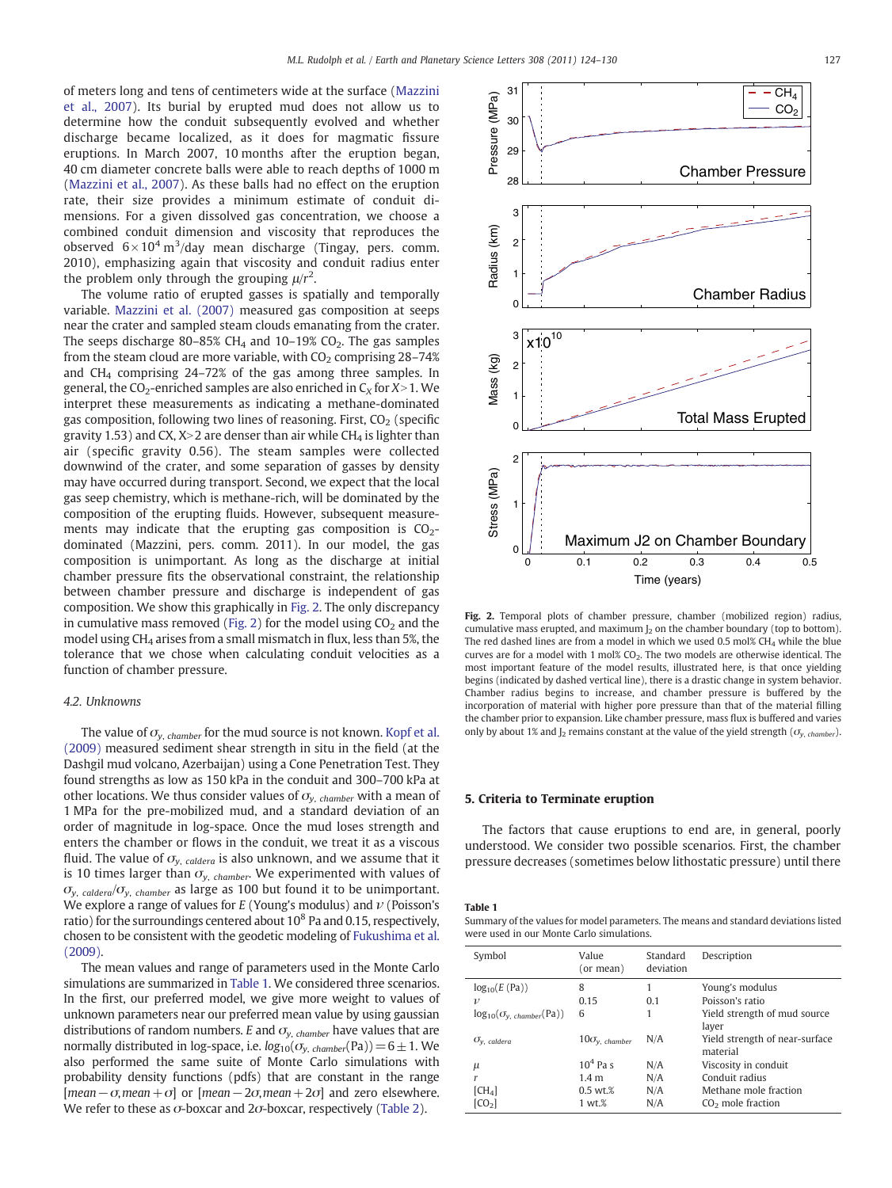of meters long and tens of centimeters wide at the surface (Mazzini et al., 2007). Its burial by erupted mud does not allow us to determine how the conduit subsequently evolved and whether discharge became localized, as it does for magmatic fissure eruptions. In March 2007, 10 months after the eruption began, 40 cm diameter concrete balls were able to reach depths of 1000 m (Mazzini et al., 2007). As these balls had no effect on the eruption rate, their size provides a minimum estimate of conduit dimensions. For a given dissolved gas concentration, we choose a combined conduit dimension and viscosity that reproduces the observed $6 \times 10^4$ m$^3$/day mean discharge (Tingay, pers. comm. 2010), emphasizing again that viscosity and conduit radius enter the problem only through the grouping $\mu/r^2$.

The volume ratio of erupted gasses is spatially and temporally variable. Mazzini et al. (2007) measured gas composition at seeps near the crater and sampled steam clouds emanating from the crater. The seeps discharge 80–85% $CH_4$ and 10–19% $CO_2$. The gas samples from the steam cloud are more variable, with $CO_2$ comprising 28–74% and $CH_4$ comprising 24–72% of the gas among three samples. In general, the $CO_2$-enriched samples are also enriched in $C_X$ for $X>1$. We interpret these measurements as indicating a methane-dominated gas composition, following two lines of reasoning. First, $CO_2$ (specific gravity 1.53) and CX, X>2 are denser than air while $CH_4$ is lighter than air (specific gravity 0.56). The steam samples were collected downwind of the crater, and some separation of gasses by density may have occurred during transport. Second, we expect that the local gas seep chemistry, which is methane-rich, will be dominated by the composition of the erupting fluids. However, subsequent measurements may indicate that the erupting gas composition is $CO_2$-dominated (Mazzini, pers. comm. 2011). In our model, the gas composition is unimportant. As long as the discharge at initial chamber pressure fits the observational constraint, the relationship between chamber pressure and discharge is independent of gas composition. We show this graphically in Fig. 2. The only discrepancy in cumulative mass removed (Fig. 2) for the model using $CO_2$ and the model using $CH_4$ arises from a small mismatch in flux, less than 5%, the tolerance that we chose when calculating conduit velocities as a function of chamber pressure.

### 4.2. Unknowns

The value of $\sigma_{y,\ chamber}$ for the mud source is not known. Kopf et al. (2009) measured sediment shear strength in situ in the field (at the Dashgil mud volcano, Azerbaijan) using a Cone Penetration Test. They found strengths as low as 150 kPa in the conduit and 300–700 kPa at other locations. We thus consider values of $\sigma_{y,\ chamber}$ with a mean of 1 MPa for the pre-mobilized mud, and a standard deviation of an order of magnitude in log-space. Once the mud loses strength and enters the chamber or flows in the conduit, we treat it as a viscous fluid. The value of $\sigma_{y,\ caldera}$ is also unknown, and we assume that it is 10 times larger than $\sigma_{y,\ chamber}$. We experimented with values of $\sigma_{y,\ caldera}/\sigma_{y,\ chamber}$ as large as 100 but found it to be unimportant. We explore a range of values for $E$ (Young's modulus) and $\nu$ (Poisson's ratio) for the surroundings centered about $10^8$ Pa and 0.15, respectively, chosen to be consistent with the geodetic modeling of Fukushima et al. (2009).

The mean values and range of parameters used in the Monte Carlo simulations are summarized in Table 1. We considered three scenarios. In the first, our preferred model, we give more weight to values of unknown parameters near our preferred mean value by using gaussian distributions of random numbers. $E$ and $\sigma_{y,\ chamber}$ have values that are normally distributed in log-space, i.e. $log_{10}(\sigma_{y,\ chamber}(\text{Pa})) = 6 \pm 1$. We also performed the same suite of Monte Carlo simulations with probability density functions (pdfs) that are constant in the range $[mean-\sigma, mean+\sigma]$ or $[mean-2\sigma, mean+2\sigma]$ and zero elsewhere. We refer to these as $\sigma$-boxcar and $2\sigma$-boxcar, respectively (Table 2).

Pressure (MPa)
31
30
29
28
CH4
CO2
Chamber Pressure

Radius (km)
3
2
1
0
Chamber Radius

Mass (kg)
3
2
1
0
x10^10
Total Mass Erupted

Stress (MPa)
2
1
0
Maximum J2 on Chamber Boundary

0 0.1 0.2 0.3 0.4 0.5
Time (years)

**Fig. 2.** Temporal plots of chamber pressure, chamber (mobilized region) radius, cumulative mass erupted, and maximum $J_2$ on the chamber boundary (top to bottom). The red dashed lines are from a model in which we used 0.5 mol% $CH_4$ while the blue curves are for a model with 1 mol% $CO_2$. The two models are otherwise identical. The most important feature of the model results, illustrated here, is that once yielding begins (indicated by dashed vertical line), there is a drastic change in system behavior. Chamber radius begins to increase, and chamber pressure is buffered by the incorporation of material with higher pore pressure than that of the material filling the chamber prior to expansion. Like chamber pressure, mass flux is buffered and varies only by about 1% and $J_2$ remains constant at the value of the yield strength ($\sigma_{y,\ chamber}$).

## 5. Criteria to Terminate eruption

The factors that cause eruptions to end are, in general, poorly understood. We consider two possible scenarios. First, the chamber pressure decreases (sometimes below lithostatic pressure) until there

**Table 1**
Summary of the values for model parameters. The means and standard deviations listed were used in our Monte Carlo simulations.

| Symbol | Value (or mean) | Standard deviation | Description |
|---|---|---|---|
| $\log_{10}(E\ (\text{Pa}))$ | 8 | 1 | Young's modulus |
| $\nu$ | 0.15 | 0.1 | Poisson's ratio |
| $\log_{10}(\sigma_{y,\ chamber}(\text{Pa}))$ | 6 | 1 | Yield strength of mud source layer |
| $\sigma_{y,\ caldera}$ | $10\sigma_{y,\ chamber}$ | N/A | Yield strength of near-surface material |
| $\mu$ | $10^4$ Pa s | N/A | Viscosity in conduit |
| $r$ | 1.4 m | N/A | Conduit radius |
| $[CH_4]$ | 0.5 wt.% | N/A | Methane mole fraction |
| $[CO_2]$ | 1 wt.% | N/A | $CO_2$ mole fraction |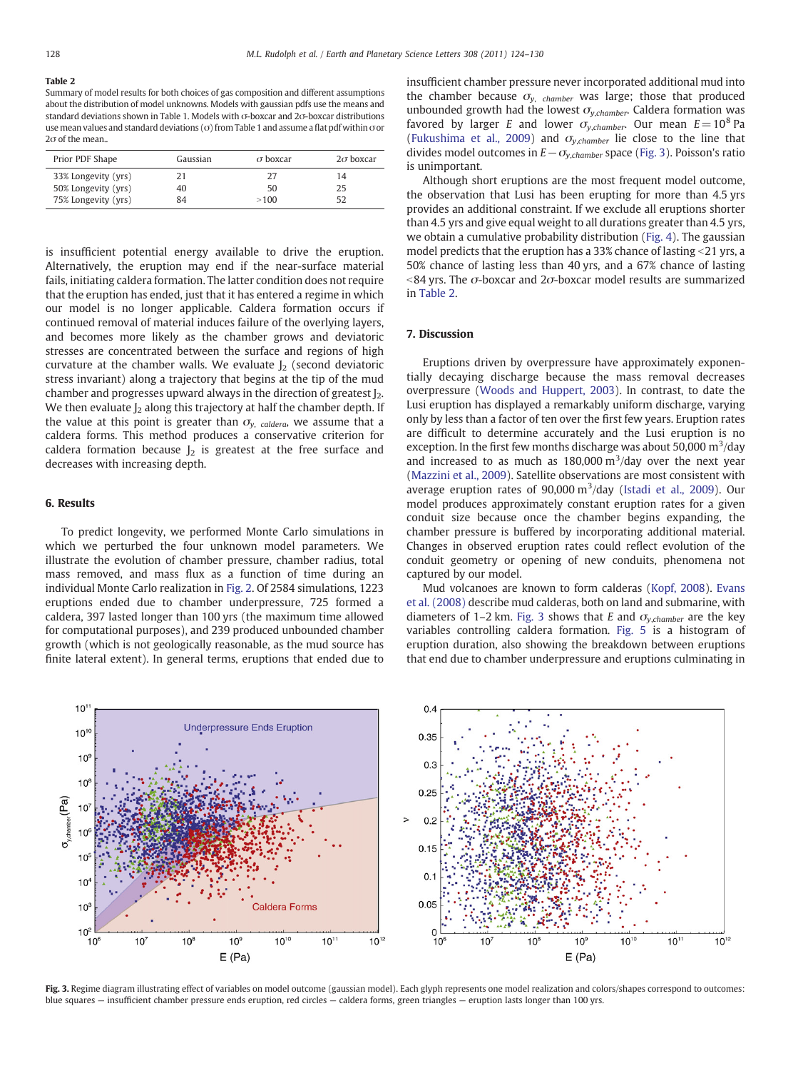**Table 2**
Summary of model results for both choices of gas composition and different assumptions about the distribution of model unknowns. Models with gaussian pdfs use the means and standard deviations shown in Table 1. Models with σ-boxcar and 2σ-boxcar distributions use mean values and standard deviations (σ) from Table 1 and assume a flat pdf within σ or 2σ of the mean..

| Prior PDF Shape | Gaussian | σ boxcar | 2σ boxcar |
|---|---|---|---|
| 33% Longevity (yrs) | 21 | 27 | 14 |
| 50% Longevity (yrs) | 40 | 50 | 25 |
| 75% Longevity (yrs) | 84 | >100 | 52 |

is insufficient potential energy available to drive the eruption. Alternatively, the eruption may end if the near-surface material fails, initiating caldera formation. The latter condition does not require that the eruption has ended, just that it has entered a regime in which our model is no longer applicable. Caldera formation occurs if continued removal of material induces failure of the overlying layers, and becomes more likely as the chamber grows and deviatoric stresses are concentrated between the surface and regions of high curvature at the chamber walls. We evaluate $J_2$ (second deviatoric stress invariant) along a trajectory that begins at the tip of the mud chamber and progresses upward always in the direction of greatest $J_2$. We then evaluate $J_2$ along this trajectory at half the chamber depth. If the value at this point is greater than $\sigma_{y,\ caldera}$, we assume that a caldera forms. This method produces a conservative criterion for caldera formation because $J_2$ is greatest at the free surface and decreases with increasing depth.

## 6. Results

To predict longevity, we performed Monte Carlo simulations in which we perturbed the four unknown model parameters. We illustrate the evolution of chamber pressure, chamber radius, total mass removed, and mass flux as a function of time during an individual Monte Carlo realization in Fig. 2. Of 2584 simulations, 1223 eruptions ended due to chamber underpressure, 725 formed a caldera, 397 lasted longer than 100 yrs (the maximum time allowed for computational purposes), and 239 produced unbounded chamber growth (which is not geologically reasonable, as the mud source has finite lateral extent). In general terms, eruptions that ended due to insufficient chamber pressure never incorporated additional mud into the chamber because $\sigma_{y,\ chamber}$ was large; those that produced unbounded growth had the lowest $\sigma_{y,chamber}$. Caldera formation was favored by larger $E$ and lower $\sigma_{y,chamber}$. Our mean $E = 10^8$ Pa (Fukushima et al., 2009) and $\sigma_{y,chamber}$ lie close to the line that divides model outcomes in $E - \sigma_{y,chamber}$ space (Fig. 3). Poisson's ratio is unimportant.

Although short eruptions are the most frequent model outcome, the observation that Lusi has been erupting for more than 4.5 yrs provides an additional constraint. If we exclude all eruptions shorter than 4.5 yrs and give equal weight to all durations greater than 4.5 yrs, we obtain a cumulative probability distribution (Fig. 4). The gaussian model predicts that the eruption has a 33% chance of lasting <21 yrs, a 50% chance of lasting less than 40 yrs, and a 67% chance of lasting <84 yrs. The σ-boxcar and 2σ-boxcar model results are summarized in Table 2.

## 7. Discussion

Eruptions driven by overpressure have approximately exponentially decaying discharge because the mass removal decreases overpressure (Woods and Huppert, 2003). In contrast, to date the Lusi eruption has displayed a remarkably uniform discharge, varying only by less than a factor of ten over the first few years. Eruption rates are difficult to determine accurately and the Lusi eruption is no exception. In the first few months discharge was about 50,000 $m^3$/day and increased to as much as 180,000 $m^3$/day over the next year (Mazzini et al., 2009). Satellite observations are most consistent with average eruption rates of 90,000 $m^3$/day (Istadi et al., 2009). Our model produces approximately constant eruption rates for a given conduit size because once the chamber begins expanding, the chamber pressure is buffered by incorporating additional material. Changes in observed eruption rates could reflect evolution of the conduit geometry or opening of new conduits, phenomena not captured by our model.

Mud volcanoes are known to form calderas (Kopf, 2008). Evans et al. (2008) describe mud calderas, both on land and submarine, with diameters of 1–2 km. Fig. 3 shows that $E$ and $\sigma_{y,chamber}$ are the key variables controlling caldera formation. Fig. 5 is a histogram of eruption duration, also showing the breakdown between eruptions that end due to chamber underpressure and eruptions culminating in

Underpressure Ends Eruption
Caldera Forms
$\sigma_{y,chamber}$ (Pa)
E (Pa)
ν
E (Pa)

**Fig. 3.** Regime diagram illustrating effect of variables on model outcome (gaussian model). Each glyph represents one model realization and colors/shapes correspond to outcomes: blue squares — insufficient chamber pressure ends eruption, red circles — caldera forms, green triangles — eruption lasts longer than 100 yrs.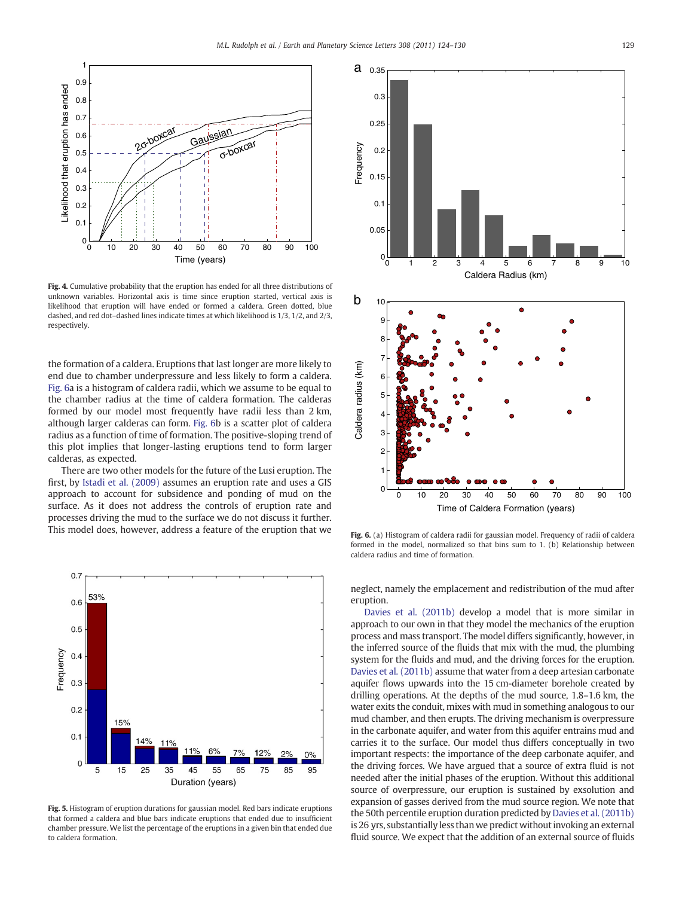1
0.9
0.8
0.7
0.6
0.5
0.4
0.3
0.2
0.1
0
0 10 20 30 40 50 60 70 80 90 100
Time (years)
Likelihood that eruption has ended
2σ-boxcar
Gaussian
σ-boxcar

**Fig. 4.** Cumulative probability that the eruption has ended for all three distributions of unknown variables. Horizontal axis is time since eruption started, vertical axis is likelihood that eruption will have ended or formed a caldera. Green dotted, blue dashed, and red dot–dashed lines indicate times at which likelihood is 1/3, 1/2, and 2/3, respectively.

the formation of a caldera. Eruptions that last longer are more likely to end due to chamber underpressure and less likely to form a caldera. Fig. 6a is a histogram of caldera radii, which we assume to be equal to the chamber radius at the time of caldera formation. The calderas formed by our model most frequently have radii less than 2 km, although larger calderas can form. Fig. 6b is a scatter plot of caldera radius as a function of time of formation. The positive-sloping trend of this plot implies that longer-lasting eruptions tend to form larger calderas, as expected.

There are two other models for the future of the Lusi eruption. The first, by Istadi et al. (2009) assumes an eruption rate and uses a GIS approach to account for subsidence and ponding of mud on the surface. As it does not address the controls of eruption rate and processes driving the mud to the surface we do not discuss it further. This model does, however, address a feature of the eruption that we neglect, namely the emplacement and redistribution of the mud after eruption.

Davies et al. (2011b) develop a model that is more similar in approach to our own in that they model the mechanics of the eruption process and mass transport. The model differs significantly, however, in the inferred source of the fluids that mix with the mud, the plumbing system for the fluids and mud, and the driving forces for the eruption. Davies et al. (2011b) assume that water from a deep artesian carbonate aquifer flows upwards into the 15 cm-diameter borehole created by drilling operations. At the depths of the mud source, 1.8–1.6 km, the water exits the conduit, mixes with mud in something analogous to our mud chamber, and then erupts. The driving mechanism is overpressure in the carbonate aquifer, and water from this aquifer entrains mud and carries it to the surface. Our model thus differs conceptually in two important respects: the importance of the deep carbonate aquifer, and the driving forces. We have argued that a source of extra fluid is not needed after the initial phases of the eruption. Without this additional source of overpressure, our eruption is sustained by exsolution and expansion of gasses derived from the mud source region. We note that the 50th percentile eruption duration predicted by Davies et al. (2011b) is 26 yrs, substantially less than we predict without invoking an external fluid source. We expect that the addition of an external source of fluids

0.7
0.6
0.5
0.4
0.3
0.2
0.1
0
Frequency
53%
15%
14%
11%
11%
6%
7%
12%
2%
0%
5 15 25 35 45 55 65 75 85 95
Duration (years)

**Fig. 5.** Histogram of eruption durations for gaussian model. Red bars indicate eruptions that formed a caldera and blue bars indicate eruptions that ended due to insufficient chamber pressure. We list the percentage of the eruptions in a given bin that ended due to caldera formation.

a
0.35
0.3
0.25
0.2
0.15
0.1
0.05
0
Frequency
0 1 2 3 4 5 6 7 8 9 10
Caldera Radius (km)

b
10
9
8
7
6
5
4
3
2
1
0
Caldera radius (km)
0 10 20 30 40 50 60 70 80 90 100
Time of Caldera Formation (years)

**Fig. 6.** (a) Histogram of caldera radii for gaussian model. Frequency of radii of caldera formed in the model, normalized so that bins sum to 1. (b) Relationship between caldera radius and time of formation.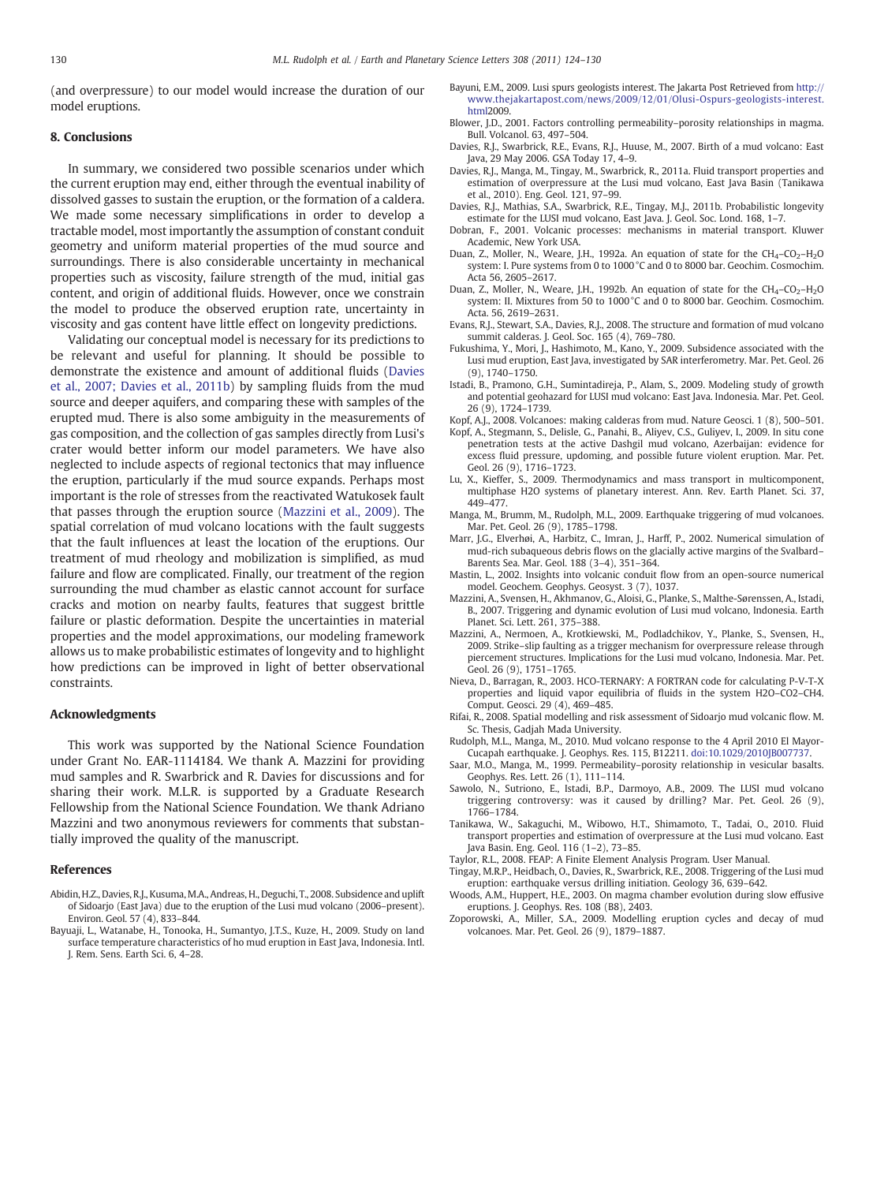(and overpressure) to our model would increase the duration of our model eruptions.

## 8. Conclusions

In summary, we considered two possible scenarios under which the current eruption may end, either through the eventual inability of dissolved gasses to sustain the eruption, or the formation of a caldera. We made some necessary simplifications in order to develop a tractable model, most importantly the assumption of constant conduit geometry and uniform material properties of the mud source and surroundings. There is also considerable uncertainty in mechanical properties such as viscosity, failure strength of the mud, initial gas content, and origin of additional fluids. However, once we constrain the model to produce the observed eruption rate, uncertainty in viscosity and gas content have little effect on longevity predictions.

Validating our conceptual model is necessary for its predictions to be relevant and useful for planning. It should be possible to demonstrate the existence and amount of additional fluids (Davies et al., 2007; Davies et al., 2011b) by sampling fluids from the mud source and deeper aquifers, and comparing these with samples of the erupted mud. There is also some ambiguity in the measurements of gas composition, and the collection of gas samples directly from Lusi's crater would better inform our model parameters. We have also neglected to include aspects of regional tectonics that may influence the eruption, particularly if the mud source expands. Perhaps most important is the role of stresses from the reactivated Watukosek fault that passes through the eruption source (Mazzini et al., 2009). The spatial correlation of mud volcano locations with the fault suggests that the fault influences at least the location of the eruptions. Our treatment of mud rheology and mobilization is simplified, as mud failure and flow are complicated. Finally, our treatment of the region surrounding the mud chamber as elastic cannot account for surface cracks and motion on nearby faults, features that suggest brittle failure or plastic deformation. Despite the uncertainties in material properties and the model approximations, our modeling framework allows us to make probabilistic estimates of longevity and to highlight how predictions can be improved in light of better observational constraints.

## Acknowledgments

This work was supported by the National Science Foundation under Grant No. EAR-1114184. We thank A. Mazzini for providing mud samples and R. Swarbrick and R. Davies for discussions and for sharing their work. M.L.R. is supported by a Graduate Research Fellowship from the National Science Foundation. We thank Adriano Mazzini and two anonymous reviewers for comments that substantially improved the quality of the manuscript.

## References

Abidin, H.Z., Davies, R.J., Kusuma, M.A., Andreas, H., Deguchi, T., 2008. Subsidence and uplift of Sidoarjo (East Java) due to the eruption of the Lusi mud volcano (2006–present). Environ. Geol. 57 (4), 833–844.

Bayuaji, L., Watanabe, H., Tonooka, H., Sumantyo, J.T.S., Kuze, H., 2009. Study on land surface temperature characteristics of ho mud eruption in East Java, Indonesia. Intl. J. Rem. Sens. Earth Sci. 6, 4–28.

Bayuni, E.M., 2009. Lusi spurs geologists interest. The Jakarta Post Retrieved from http://www.thejakartapost.com/news/2009/12/01/lusi-spurs-geologists-interest.html2009.

Blower, J.D., 2001. Factors controlling permeability–porosity relationships in magma. Bull. Volcanol. 63, 497–504.

Davies, R.J., Swarbrick, R.E., Evans, R.J., Huuse, M., 2007. Birth of a mud volcano: East Java, 29 May 2006. GSA Today 17, 4–9.

Davies, R.J., Manga, M., Tingay, M., Swarbrick, R., 2011a. Fluid transport properties and estimation of overpressure at the Lusi mud volcano, East Java Basin (Tanikawa et al., 2010). Eng. Geol. 121, 97–99.

Davies, R.J., Mathias, S.A., Swarbrick, R.E., Tingay, M.J., 2011b. Probabilistic longevity estimate for the LUSI mud volcano, East Java. J. Geol. Soc. Lond. 168, 1–7.

Dobran, F., 2001. Volcanic processes: mechanisms in material transport. Kluwer Academic, New York USA.

Duan, Z., Moller, N., Weare, J.H., 1992a. An equation of state for the $CH_4$–$CO_2$–$H_2O$ system: I. Pure systems from 0 to 1000 °C and 0 to 8000 bar. Geochim. Cosmochim. Acta 56, 2605–2617.

Duan, Z., Moller, N., Weare, J.H., 1992b. An equation of state for the $CH_4$–$CO_2$–$H_2O$ system: II. Mixtures from 50 to 1000 °C and 0 to 8000 bar. Geochim. Cosmochim. Acta. 56, 2619–2631.

Evans, R.J., Stewart, S.A., Davies, R.J., 2008. The structure and formation of mud volcano summit calderas. J. Geol. Soc. 165 (4), 769–780.

Fukushima, Y., Mori, J., Hashimoto, M., Kano, Y., 2009. Subsidence associated with the Lusi mud eruption, East Java, investigated by SAR interferometry. Mar. Pet. Geol. 26 (9), 1740–1750.

Istadi, B., Pramono, G.H., Sumintadireja, P., Alam, S., 2009. Modeling study of growth and potential geohazard for LUSI mud volcano: East Java. Indonesia. Mar. Pet. Geol. 26 (9), 1724–1739.

Kopf, A.J., 2008. Volcanoes: making calderas from mud. Nature Geosci. 1 (8), 500–501.

Kopf, A., Stegmann, S., Delisle, G., Panahi, B., Aliyev, C.S., Guliyev, I., 2009. In situ cone penetration tests at the active Dashgil mud volcano, Azerbaijan: evidence for excess fluid pressure, updoming, and possible future violent eruption. Mar. Pet. Geol. 26 (9), 1716–1723.

Lu, X., Kieffer, S., 2009. Thermodynamics and mass transport in multicomponent, multiphase H2O systems of planetary interest. Ann. Rev. Earth Planet. Sci. 37, 449–477.

Manga, M., Brumm, M., Rudolph, M.L., 2009. Earthquake triggering of mud volcanoes. Mar. Pet. Geol. 26 (9), 1785–1798.

Marr, J.G., Elverhøi, A., Harbitz, C., Imran, J., Harff, P., 2002. Numerical simulation of mud-rich subaqueous debris flows on the glacially active margins of the Svalbard–Barents Sea. Mar. Geol. 188 (3–4), 351–364.

Mastin, L., 2002. Insights into volcanic conduit flow from an open-source numerical model. Geochem. Geophys. Geosyst. 3 (7), 1037.

Mazzini, A., Svensen, H., Akhmanov, G., Aloisi, G., Planke, S., Malthe-Sørenssen, A., Istadi, B., 2007. Triggering and dynamic evolution of Lusi mud volcano, Indonesia. Earth Planet. Sci. Lett. 261, 375–388.

Mazzini, A., Nermoen, A., Krotkiewski, M., Podladchikov, Y., Planke, S., Svensen, H., 2009. Strike–slip faulting as a trigger mechanism for overpressure release through piercement structures. Implications for the Lusi mud volcano, Indonesia. Mar. Pet. Geol. 26 (9), 1751–1765.

Nieva, D., Barragan, R., 2003. HCO-TERNARY: A FORTRAN code for calculating P-V-T-X properties and liquid vapor equilibria of fluids in the system H2O–CO2–CH4. Comput. Geosci. 29 (4), 469–485.

Rifai, R., 2008. Spatial modelling and risk assessment of Sidoarjo mud volcanic flow. M. Sc. Thesis, Gadjah Mada University.

Rudolph, M.L., Manga, M., 2010. Mud volcano response to the 4 April 2010 El Mayor-Cucapah earthquake. J. Geophys. Res. 115, B12211. doi:10.1029/2010JB007737.

Saar, M.O., Manga, M., 1999. Permeability–porosity relationship in vesicular basalts. Geophys. Res. Lett. 26 (1), 111–114.

Sawolo, N., Sutriono, E., Istadi, B.P., Darmoyo, A.B., 2009. The LUSI mud volcano triggering controversy: was it caused by drilling? Mar. Pet. Geol. 26 (9), 1766–1784.

Tanikawa, W., Sakaguchi, M., Wibowo, H.T., Shimamoto, T., Tadai, O., 2010. Fluid transport properties and estimation of overpressure at the Lusi mud volcano. East Java Basin. Eng. Geol. 116 (1–2), 73–85.

Taylor, R.L., 2008. FEAP: A Finite Element Analysis Program. User Manual.

Tingay, M.R.P., Heidbach, O., Davies, R., Swarbrick, R.E., 2008. Triggering of the Lusi mud eruption: earthquake versus drilling initiation. Geology 36, 639–642.

Woods, A.M., Huppert, H.E., 2003. On magma chamber evolution during slow effusive eruptions. J. Geophys. Res. 108 (B8), 2403.

Zoporowski, A., Miller, S.A., 2009. Modelling eruption cycles and decay of mud volcanoes. Mar. Pet. Geol. 26 (9), 1879–1887.